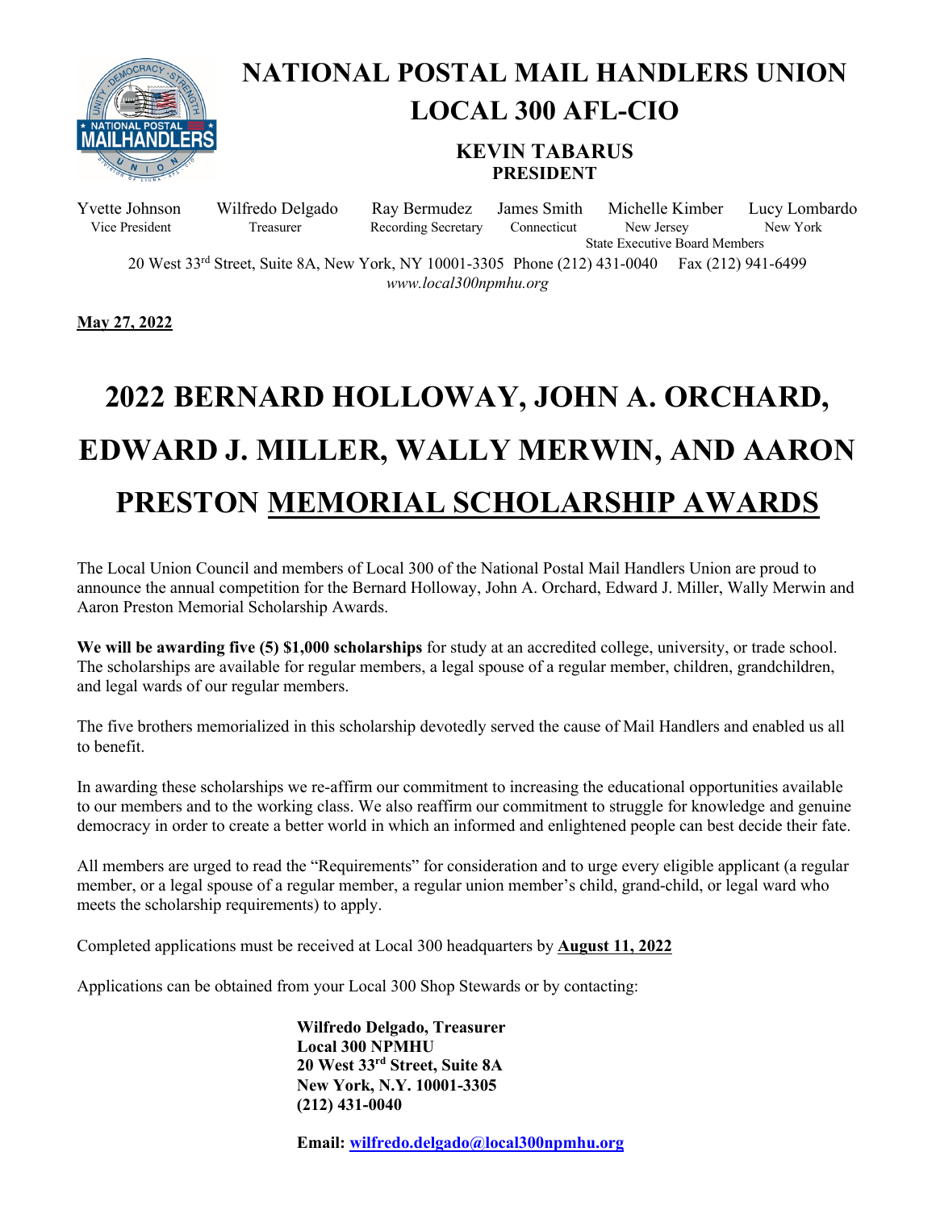# NATIONAL POSTAL MAIL HANDLERS UNION LOCAL 300 AFL-CIO

**KEVIN TABARUS**
**PRESIDENT**

| Yvette Johnson | Wilfredo Delgado | Ray Bermudez | James Smith | Michelle Kimber | Lucy Lombardo |
|---|---|---|---|---|---|
| Vice President | Treasurer | Recording Secretary | Connecticut | New Jersey | New York |

State Executive Board Members

20 West 33rd Street, Suite 8A, New York, NY 10001-3305 Phone (212) 431-0040 Fax (212) 941-6499
*www.local300npmhu.org*

**May 27, 2022**

# 2022 BERNARD HOLLOWAY, JOHN A. ORCHARD, EDWARD J. MILLER, WALLY MERWIN, AND AARON PRESTON MEMORIAL SCHOLARSHIP AWARDS

The Local Union Council and members of Local 300 of the National Postal Mail Handlers Union are proud to announce the annual competition for the Bernard Holloway, John A. Orchard, Edward J. Miller, Wally Merwin and Aaron Preston Memorial Scholarship Awards.

**We will be awarding five (5) $1,000 scholarships** for study at an accredited college, university, or trade school. The scholarships are available for regular members, a legal spouse of a regular member, children, grandchildren, and legal wards of our regular members.

The five brothers memorialized in this scholarship devotedly served the cause of Mail Handlers and enabled us all to benefit.

In awarding these scholarships we re-affirm our commitment to increasing the educational opportunities available to our members and to the working class. We also reaffirm our commitment to struggle for knowledge and genuine democracy in order to create a better world in which an informed and enlightened people can best decide their fate.

All members are urged to read the "Requirements" for consideration and to urge every eligible applicant (a regular member, or a legal spouse of a regular member, a regular union member's child, grand-child, or legal ward who meets the scholarship requirements) to apply.

Completed applications must be received at Local 300 headquarters by **August 11, 2022**

Applications can be obtained from your Local 300 Shop Stewards or by contacting:

**Wilfredo Delgado, Treasurer**
**Local 300 NPMHU**
**20 West 33rd Street, Suite 8A**
**New York, N.Y. 10001-3305**
**(212) 431-0040**

**Email: wilfredo.delgado@local300npmhu.org**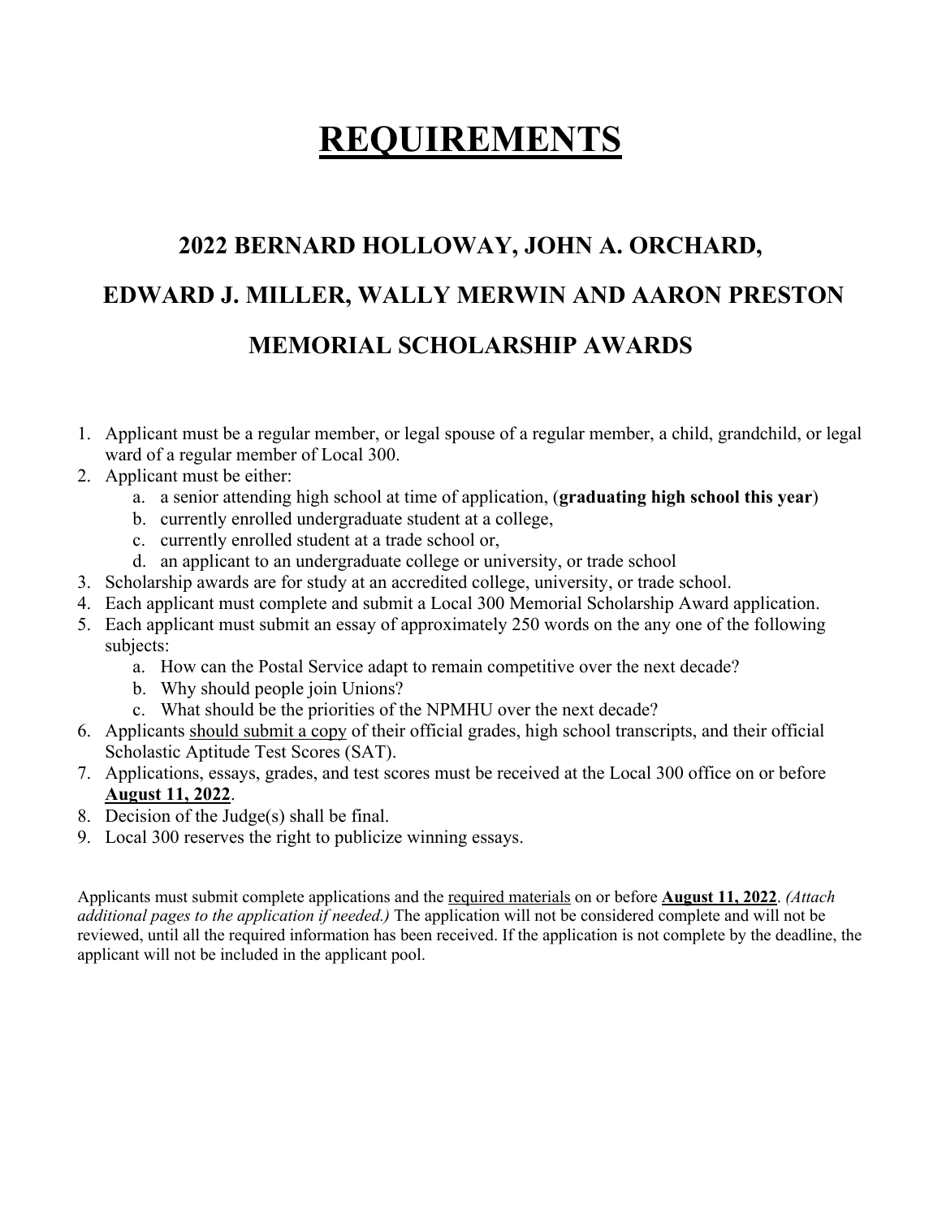# REQUIREMENTS

## 2022 BERNARD HOLLOWAY, JOHN A. ORCHARD, EDWARD J. MILLER, WALLY MERWIN AND AARON PRESTON MEMORIAL SCHOLARSHIP AWARDS

1. Applicant must be a regular member, or legal spouse of a regular member, a child, grandchild, or legal ward of a regular member of Local 300.
2. Applicant must be either:
   a. a senior attending high school at time of application, (**graduating high school this year**)
   b. currently enrolled undergraduate student at a college,
   c. currently enrolled student at a trade school or,
   d. an applicant to an undergraduate college or university, or trade school
3. Scholarship awards are for study at an accredited college, university, or trade school.
4. Each applicant must complete and submit a Local 300 Memorial Scholarship Award application.
5. Each applicant must submit an essay of approximately 250 words on the any one of the following subjects:
   a. How can the Postal Service adapt to remain competitive over the next decade?
   b. Why should people join Unions?
   c. What should be the priorities of the NPMHU over the next decade?
6. Applicants <u>should submit a copy</u> of their official grades, high school transcripts, and their official Scholastic Aptitude Test Scores (SAT).
7. Applications, essays, grades, and test scores must be received at the Local 300 office on or before **<u>August 11, 2022</u>**.
8. Decision of the Judge(s) shall be final.
9. Local 300 reserves the right to publicize winning essays.

Applicants must submit complete applications and the <u>required materials</u> on or before **<u>August 11, 2022</u>**. *(Attach additional pages to the application if needed.)* The application will not be considered complete and will not be reviewed, until all the required information has been received. If the application is not complete by the deadline, the applicant will not be included in the applicant pool.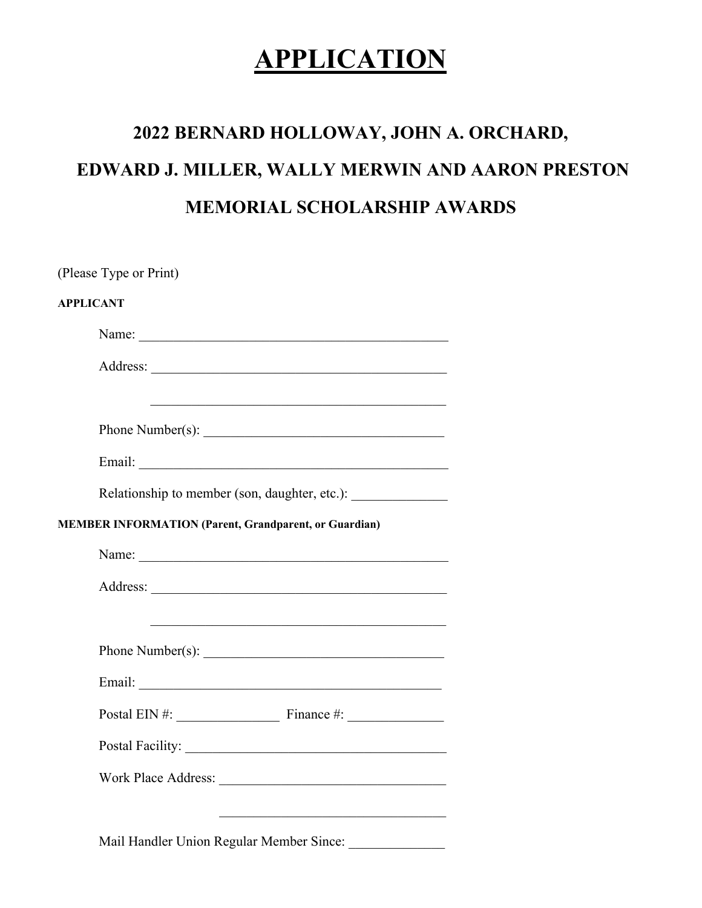# APPLICATION

## 2022 BERNARD HOLLOWAY, JOHN A. ORCHARD, EDWARD J. MILLER, WALLY MERWIN AND AARON PRESTON MEMORIAL SCHOLARSHIP AWARDS

(Please Type or Print)

**APPLICANT**

Name: _______________________________________________

Address: ____________________________________________

_____________________________________________

Phone Number(s): ____________________________________

Email: _______________________________________________

Relationship to member (son, daughter, etc.): ______________

**MEMBER INFORMATION (Parent, Grandparent, or Guardian)**

Name: _______________________________________________

Address: ____________________________________________

_____________________________________________

Phone Number(s): ____________________________________

Email: ______________________________________________

Postal EIN #: _______________ Finance #: ______________

Postal Facility: ______________________________________

Work Place Address: _________________________________

_________________________________

Mail Handler Union Regular Member Since: ______________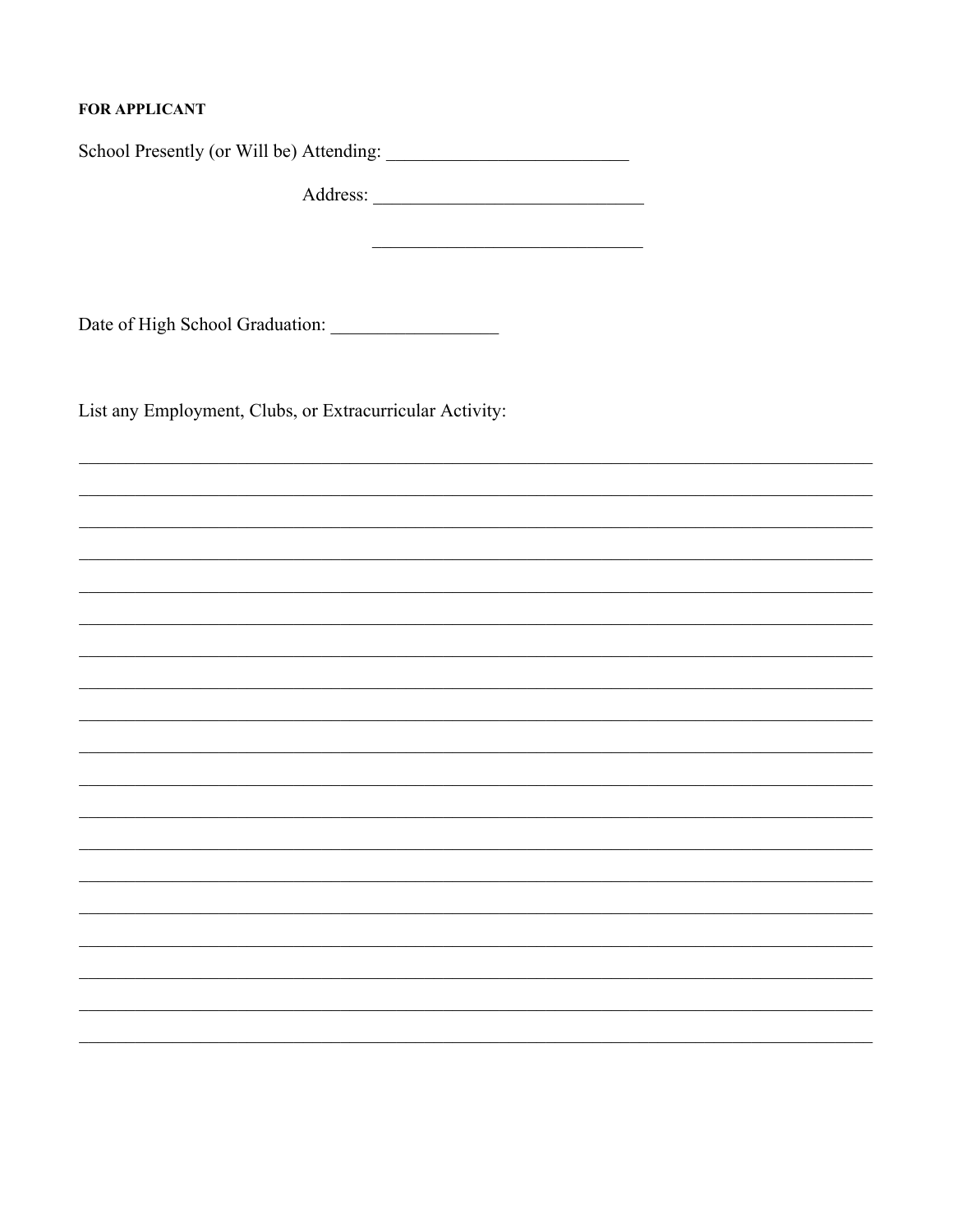**FOR APPLICANT**

School Presently (or Will be) Attending: __________________________

Address: _____________________________

_____________________________

Date of High School Graduation: __________________

List any Employment, Clubs, or Extracurricular Activity:

_____________________________________________________________________________________

_____________________________________________________________________________________

_____________________________________________________________________________________

_____________________________________________________________________________________

_____________________________________________________________________________________

_____________________________________________________________________________________

_____________________________________________________________________________________

_____________________________________________________________________________________

_____________________________________________________________________________________

_____________________________________________________________________________________

_____________________________________________________________________________________

_____________________________________________________________________________________

_____________________________________________________________________________________

_____________________________________________________________________________________

_____________________________________________________________________________________

_____________________________________________________________________________________

_____________________________________________________________________________________

_____________________________________________________________________________________

_____________________________________________________________________________________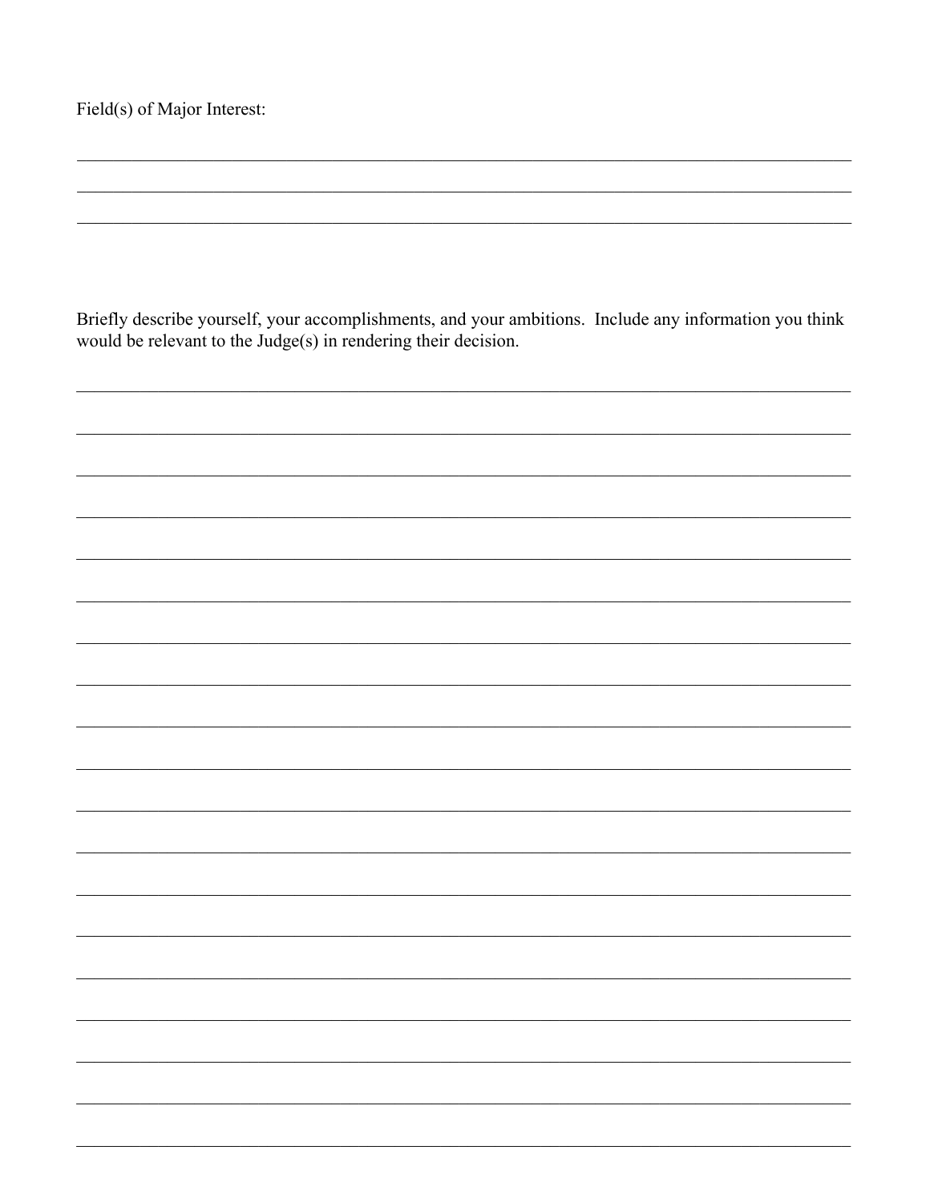Field(s) of Major Interest:

\_\_\_\_\_\_\_\_\_\_\_\_\_\_\_\_\_\_\_\_\_\_\_\_\_\_\_\_\_\_\_\_\_\_\_\_\_\_\_\_\_\_\_\_\_\_\_\_\_\_\_\_\_\_\_\_\_\_\_\_\_\_\_\_\_\_\_\_\_\_\_\_\_\_\_\_\_\_

\_\_\_\_\_\_\_\_\_\_\_\_\_\_\_\_\_\_\_\_\_\_\_\_\_\_\_\_\_\_\_\_\_\_\_\_\_\_\_\_\_\_\_\_\_\_\_\_\_\_\_\_\_\_\_\_\_\_\_\_\_\_\_\_\_\_\_\_\_\_\_\_\_\_\_\_\_\_

\_\_\_\_\_\_\_\_\_\_\_\_\_\_\_\_\_\_\_\_\_\_\_\_\_\_\_\_\_\_\_\_\_\_\_\_\_\_\_\_\_\_\_\_\_\_\_\_\_\_\_\_\_\_\_\_\_\_\_\_\_\_\_\_\_\_\_\_\_\_\_\_\_\_\_\_\_\_

Briefly describe yourself, your accomplishments, and your ambitions. Include any information you think would be relevant to the Judge(s) in rendering their decision.

\_\_\_\_\_\_\_\_\_\_\_\_\_\_\_\_\_\_\_\_\_\_\_\_\_\_\_\_\_\_\_\_\_\_\_\_\_\_\_\_\_\_\_\_\_\_\_\_\_\_\_\_\_\_\_\_\_\_\_\_\_\_\_\_\_\_\_\_\_\_\_\_\_\_\_\_\_\_

\_\_\_\_\_\_\_\_\_\_\_\_\_\_\_\_\_\_\_\_\_\_\_\_\_\_\_\_\_\_\_\_\_\_\_\_\_\_\_\_\_\_\_\_\_\_\_\_\_\_\_\_\_\_\_\_\_\_\_\_\_\_\_\_\_\_\_\_\_\_\_\_\_\_\_\_\_\_

\_\_\_\_\_\_\_\_\_\_\_\_\_\_\_\_\_\_\_\_\_\_\_\_\_\_\_\_\_\_\_\_\_\_\_\_\_\_\_\_\_\_\_\_\_\_\_\_\_\_\_\_\_\_\_\_\_\_\_\_\_\_\_\_\_\_\_\_\_\_\_\_\_\_\_\_\_\_

\_\_\_\_\_\_\_\_\_\_\_\_\_\_\_\_\_\_\_\_\_\_\_\_\_\_\_\_\_\_\_\_\_\_\_\_\_\_\_\_\_\_\_\_\_\_\_\_\_\_\_\_\_\_\_\_\_\_\_\_\_\_\_\_\_\_\_\_\_\_\_\_\_\_\_\_\_\_

\_\_\_\_\_\_\_\_\_\_\_\_\_\_\_\_\_\_\_\_\_\_\_\_\_\_\_\_\_\_\_\_\_\_\_\_\_\_\_\_\_\_\_\_\_\_\_\_\_\_\_\_\_\_\_\_\_\_\_\_\_\_\_\_\_\_\_\_\_\_\_\_\_\_\_\_\_\_

\_\_\_\_\_\_\_\_\_\_\_\_\_\_\_\_\_\_\_\_\_\_\_\_\_\_\_\_\_\_\_\_\_\_\_\_\_\_\_\_\_\_\_\_\_\_\_\_\_\_\_\_\_\_\_\_\_\_\_\_\_\_\_\_\_\_\_\_\_\_\_\_\_\_\_\_\_\_

\_\_\_\_\_\_\_\_\_\_\_\_\_\_\_\_\_\_\_\_\_\_\_\_\_\_\_\_\_\_\_\_\_\_\_\_\_\_\_\_\_\_\_\_\_\_\_\_\_\_\_\_\_\_\_\_\_\_\_\_\_\_\_\_\_\_\_\_\_\_\_\_\_\_\_\_\_\_

\_\_\_\_\_\_\_\_\_\_\_\_\_\_\_\_\_\_\_\_\_\_\_\_\_\_\_\_\_\_\_\_\_\_\_\_\_\_\_\_\_\_\_\_\_\_\_\_\_\_\_\_\_\_\_\_\_\_\_\_\_\_\_\_\_\_\_\_\_\_\_\_\_\_\_\_\_\_

\_\_\_\_\_\_\_\_\_\_\_\_\_\_\_\_\_\_\_\_\_\_\_\_\_\_\_\_\_\_\_\_\_\_\_\_\_\_\_\_\_\_\_\_\_\_\_\_\_\_\_\_\_\_\_\_\_\_\_\_\_\_\_\_\_\_\_\_\_\_\_\_\_\_\_\_\_\_

\_\_\_\_\_\_\_\_\_\_\_\_\_\_\_\_\_\_\_\_\_\_\_\_\_\_\_\_\_\_\_\_\_\_\_\_\_\_\_\_\_\_\_\_\_\_\_\_\_\_\_\_\_\_\_\_\_\_\_\_\_\_\_\_\_\_\_\_\_\_\_\_\_\_\_\_\_\_

\_\_\_\_\_\_\_\_\_\_\_\_\_\_\_\_\_\_\_\_\_\_\_\_\_\_\_\_\_\_\_\_\_\_\_\_\_\_\_\_\_\_\_\_\_\_\_\_\_\_\_\_\_\_\_\_\_\_\_\_\_\_\_\_\_\_\_\_\_\_\_\_\_\_\_\_\_\_

\_\_\_\_\_\_\_\_\_\_\_\_\_\_\_\_\_\_\_\_\_\_\_\_\_\_\_\_\_\_\_\_\_\_\_\_\_\_\_\_\_\_\_\_\_\_\_\_\_\_\_\_\_\_\_\_\_\_\_\_\_\_\_\_\_\_\_\_\_\_\_\_\_\_\_\_\_\_

\_\_\_\_\_\_\_\_\_\_\_\_\_\_\_\_\_\_\_\_\_\_\_\_\_\_\_\_\_\_\_\_\_\_\_\_\_\_\_\_\_\_\_\_\_\_\_\_\_\_\_\_\_\_\_\_\_\_\_\_\_\_\_\_\_\_\_\_\_\_\_\_\_\_\_\_\_\_

\_\_\_\_\_\_\_\_\_\_\_\_\_\_\_\_\_\_\_\_\_\_\_\_\_\_\_\_\_\_\_\_\_\_\_\_\_\_\_\_\_\_\_\_\_\_\_\_\_\_\_\_\_\_\_\_\_\_\_\_\_\_\_\_\_\_\_\_\_\_\_\_\_\_\_\_\_\_

\_\_\_\_\_\_\_\_\_\_\_\_\_\_\_\_\_\_\_\_\_\_\_\_\_\_\_\_\_\_\_\_\_\_\_\_\_\_\_\_\_\_\_\_\_\_\_\_\_\_\_\_\_\_\_\_\_\_\_\_\_\_\_\_\_\_\_\_\_\_\_\_\_\_\_\_\_\_

\_\_\_\_\_\_\_\_\_\_\_\_\_\_\_\_\_\_\_\_\_\_\_\_\_\_\_\_\_\_\_\_\_\_\_\_\_\_\_\_\_\_\_\_\_\_\_\_\_\_\_\_\_\_\_\_\_\_\_\_\_\_\_\_\_\_\_\_\_\_\_\_\_\_\_\_\_\_

\_\_\_\_\_\_\_\_\_\_\_\_\_\_\_\_\_\_\_\_\_\_\_\_\_\_\_\_\_\_\_\_\_\_\_\_\_\_\_\_\_\_\_\_\_\_\_\_\_\_\_\_\_\_\_\_\_\_\_\_\_\_\_\_\_\_\_\_\_\_\_\_\_\_\_\_\_\_

\_\_\_\_\_\_\_\_\_\_\_\_\_\_\_\_\_\_\_\_\_\_\_\_\_\_\_\_\_\_\_\_\_\_\_\_\_\_\_\_\_\_\_\_\_\_\_\_\_\_\_\_\_\_\_\_\_\_\_\_\_\_\_\_\_\_\_\_\_\_\_\_\_\_\_\_\_\_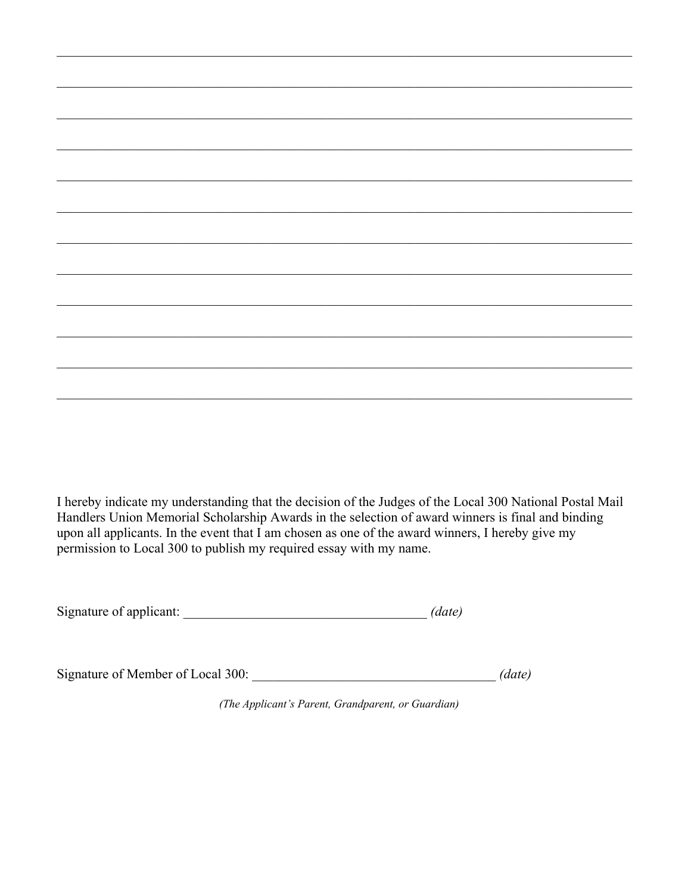I hereby indicate my understanding that the decision of the Judges of the Local 300 National Postal Mail Handlers Union Memorial Scholarship Awards in the selection of award winners is final and binding upon all applicants. In the event that I am chosen as one of the award winners, I hereby give my permission to Local 300 to publish my required essay with my name.

Signature of applicant: ____________________________________ *(date)*

Signature of Member of Local 300: ____________________________________ *(date)*

*(The Applicant's Parent, Grandparent, or Guardian)*